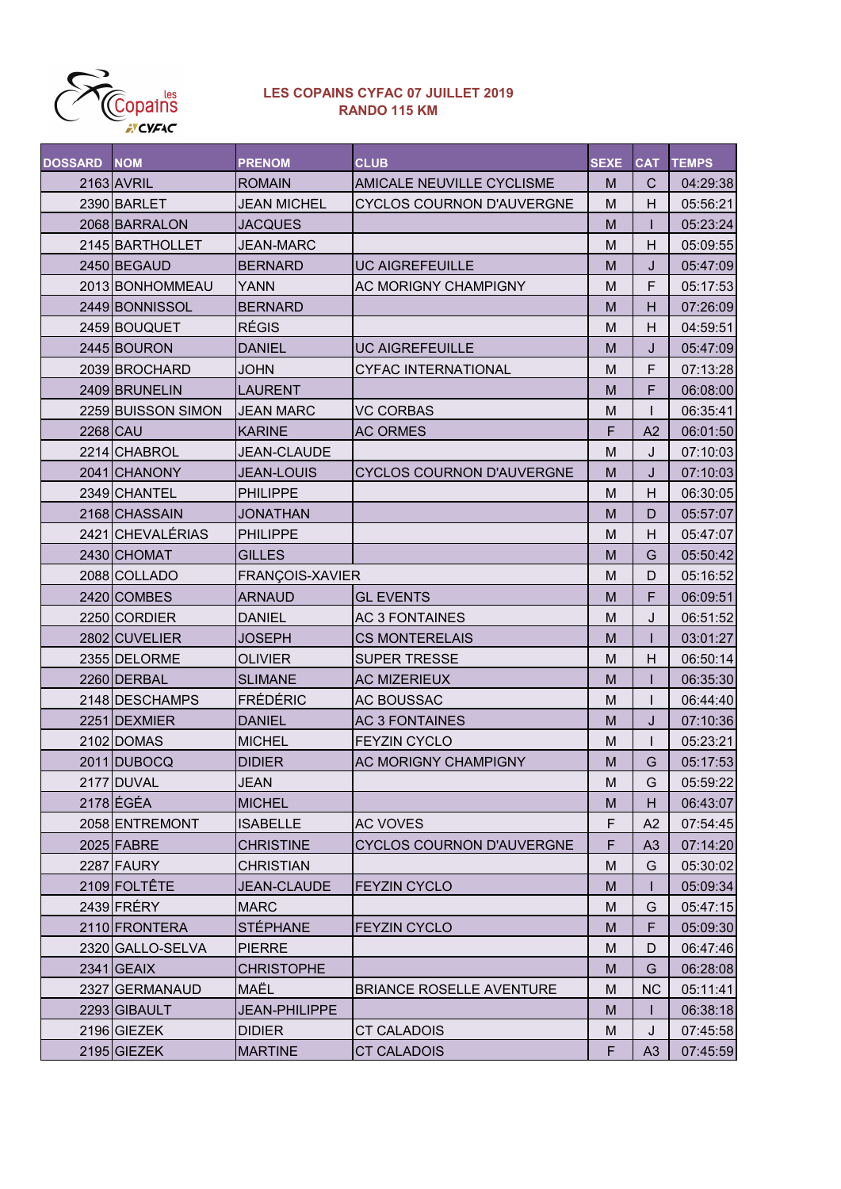# LES COPAINS CYFAC 07 JUILLET 2019
## RANDO 115 KM

| DOSSARD | NOM | PRENOM | CLUB | SEXE | CAT | TEMPS |
|---|---|---|---|---|---|---|
| 2163 | AVRIL | ROMAIN | AMICALE NEUVILLE CYCLISME | M | C | 04:29:38 |
| 2390 | BARLET | JEAN MICHEL | CYCLOS COURNON D'AUVERGNE | M | H | 05:56:21 |
| 2068 | BARRALON | JACQUES | | M | I | 05:23:24 |
| 2145 | BARTHOLLET | JEAN-MARC | | M | H | 05:09:55 |
| 2450 | BEGAUD | BERNARD | UC AIGREFEUILLE | M | J | 05:47:09 |
| 2013 | BONHOMMEAU | YANN | AC MORIGNY CHAMPIGNY | M | F | 05:17:53 |
| 2449 | BONNISSOL | BERNARD | | M | H | 07:26:09 |
| 2459 | BOUQUET | RÉGIS | | M | H | 04:59:51 |
| 2445 | BOURON | DANIEL | UC AIGREFEUILLE | M | J | 05:47:09 |
| 2039 | BROCHARD | JOHN | CYFAC INTERNATIONAL | M | F | 07:13:28 |
| 2409 | BRUNELIN | LAURENT | | M | F | 06:08:00 |
| 2259 | BUISSON SIMON | JEAN MARC | VC CORBAS | M | I | 06:35:41 |
| 2268 | CAU | KARINE | AC ORMES | F | A2 | 06:01:50 |
| 2214 | CHABROL | JEAN-CLAUDE | | M | J | 07:10:03 |
| 2041 | CHANONY | JEAN-LOUIS | CYCLOS COURNON D'AUVERGNE | M | J | 07:10:03 |
| 2349 | CHANTEL | PHILIPPE | | M | H | 06:30:05 |
| 2168 | CHASSAIN | JONATHAN | | M | D | 05:57:07 |
| 2421 | CHEVALÉRIAS | PHILIPPE | | M | H | 05:47:07 |
| 2430 | CHOMAT | GILLES | | M | G | 05:50:42 |
| 2088 | COLLADO | FRANÇOIS-XAVIER | | M | D | 05:16:52 |
| 2420 | COMBES | ARNAUD | GL EVENTS | M | F | 06:09:51 |
| 2250 | CORDIER | DANIEL | AC 3 FONTAINES | M | J | 06:51:52 |
| 2802 | CUVELIER | JOSEPH | CS MONTERELAIS | M | I | 03:01:27 |
| 2355 | DELORME | OLIVIER | SUPER TRESSE | M | H | 06:50:14 |
| 2260 | DERBAL | SLIMANE | AC MIZERIEUX | M | I | 06:35:30 |
| 2148 | DESCHAMPS | FRÉDÉRIC | AC BOUSSAC | M | I | 06:44:40 |
| 2251 | DEXMIER | DANIEL | AC 3 FONTAINES | M | J | 07:10:36 |
| 2102 | DOMAS | MICHEL | FEYZIN CYCLO | M | I | 05:23:21 |
| 2011 | DUBOCQ | DIDIER | AC MORIGNY CHAMPIGNY | M | G | 05:17:53 |
| 2177 | DUVAL | JEAN | | M | G | 05:59:22 |
| 2178 | ÉGÉA | MICHEL | | M | H | 06:43:07 |
| 2058 | ENTREMONT | ISABELLE | AC VOVES | F | A2 | 07:54:45 |
| 2025 | FABRE | CHRISTINE | CYCLOS COURNON D'AUVERGNE | F | A3 | 07:14:20 |
| 2287 | FAURY | CHRISTIAN | | M | G | 05:30:02 |
| 2109 | FOLTÊTE | JEAN-CLAUDE | FEYZIN CYCLO | M | I | 05:09:34 |
| 2439 | FRÉRY | MARC | | M | G | 05:47:15 |
| 2110 | FRONTERA | STÉPHANE | FEYZIN CYCLO | M | F | 05:09:30 |
| 2320 | GALLO-SELVA | PIERRE | | M | D | 06:47:46 |
| 2341 | GEAIX | CHRISTOPHE | | M | G | 06:28:08 |
| 2327 | GERMANAUD | MAËL | BRIANCE ROSELLE AVENTURE | M | NC | 05:11:41 |
| 2293 | GIBAULT | JEAN-PHILIPPE | | M | I | 06:38:18 |
| 2196 | GIEZEK | DIDIER | CT CALADOIS | M | J | 07:45:58 |
| 2195 | GIEZEK | MARTINE | CT CALADOIS | F | A3 | 07:45:59 |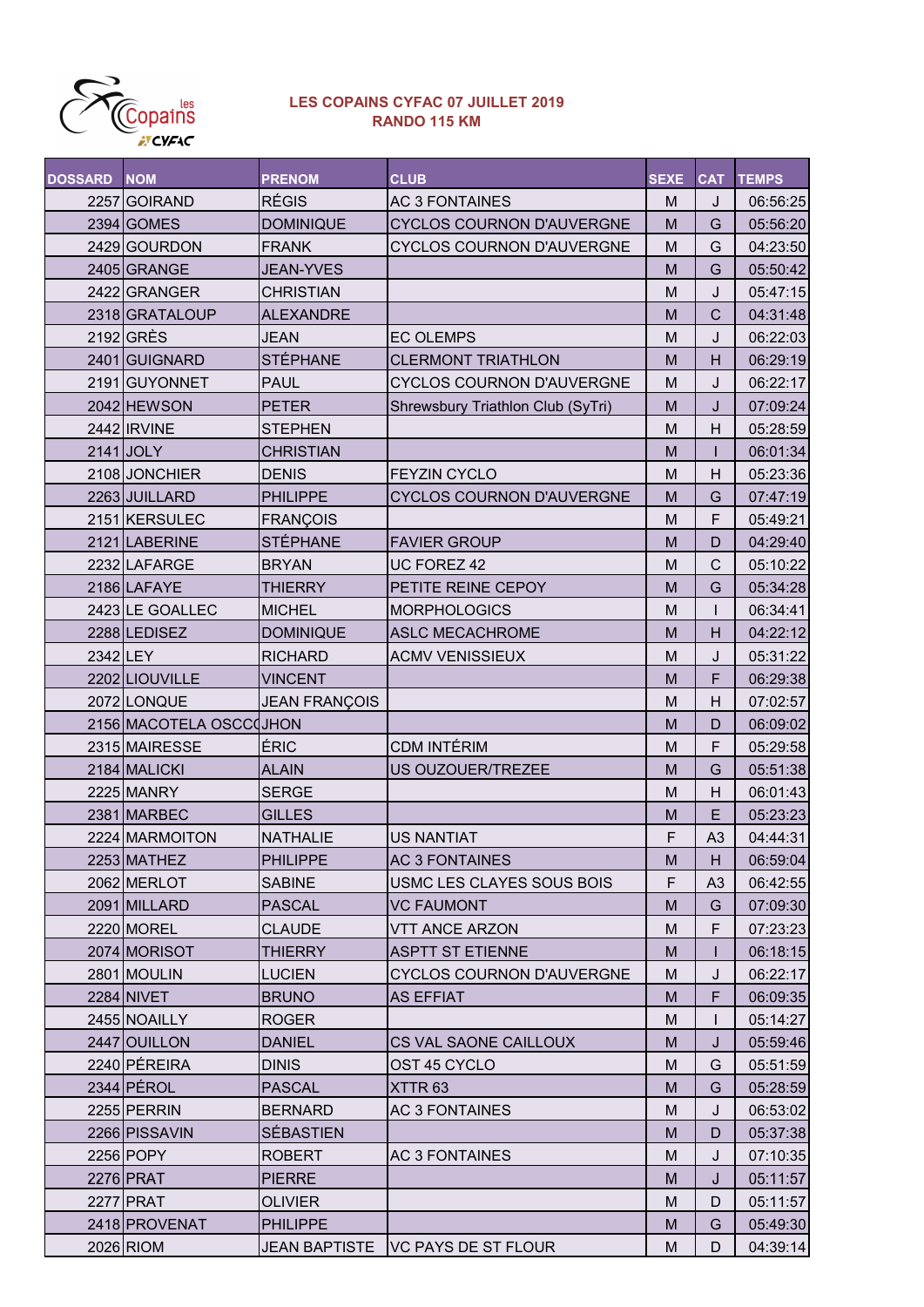**LES COPAINS CYFAC 07 JUILLET 2019**
**RANDO 115 KM**

| DOSSARD | NOM | PRENOM | CLUB | SEXE | CAT | TEMPS |
|---|---|---|---|---|---|---|
| 2257 | GOIRAND | RÉGIS | AC 3 FONTAINES | M | J | 06:56:25 |
| 2394 | GOMES | DOMINIQUE | CYCLOS COURNON D'AUVERGNE | M | G | 05:56:20 |
| 2429 | GOURDON | FRANK | CYCLOS COURNON D'AUVERGNE | M | G | 04:23:50 |
| 2405 | GRANGE | JEAN-YVES | | M | G | 05:50:42 |
| 2422 | GRANGER | CHRISTIAN | | M | J | 05:47:15 |
| 2318 | GRATALOUP | ALEXANDRE | | M | C | 04:31:48 |
| 2192 | GRÈS | JEAN | EC OLEMPS | M | J | 06:22:03 |
| 2401 | GUIGNARD | STÉPHANE | CLERMONT TRIATHLON | M | H | 06:29:19 |
| 2191 | GUYONNET | PAUL | CYCLOS COURNON D'AUVERGNE | M | J | 06:22:17 |
| 2042 | HEWSON | PETER | Shrewsbury Triathlon Club (SyTri) | M | J | 07:09:24 |
| 2442 | IRVINE | STEPHEN | | M | H | 05:28:59 |
| 2141 | JOLY | CHRISTIAN | | M | I | 06:01:34 |
| 2108 | JONCHIER | DENIS | FEYZIN CYCLO | M | H | 05:23:36 |
| 2263 | JUILLARD | PHILIPPE | CYCLOS COURNON D'AUVERGNE | M | G | 07:47:19 |
| 2151 | KERSULEC | FRANÇOIS | | M | F | 05:49:21 |
| 2121 | LABERINE | STÉPHANE | FAVIER GROUP | M | D | 04:29:40 |
| 2232 | LAFARGE | BRYAN | UC FOREZ 42 | M | C | 05:10:22 |
| 2186 | LAFAYE | THIERRY | PETITE REINE CEPOY | M | G | 05:34:28 |
| 2423 | LE GOALLEC | MICHEL | MORPHOLOGICS | M | I | 06:34:41 |
| 2288 | LEDISEZ | DOMINIQUE | ASLC MECACHROME | M | H | 04:22:12 |
| 2342 | LEY | RICHARD | ACMV VENISSIEUX | M | J | 05:31:22 |
| 2202 | LIOUVILLE | VINCENT | | M | F | 06:29:38 |
| 2072 | LONQUE | JEAN FRANÇOIS | | M | H | 07:02:57 |
| 2156 | MACOTELA OSCCO | JHON | | M | D | 06:09:02 |
| 2315 | MAIRESSE | ÉRIC | CDM INTÉRIM | M | F | 05:29:58 |
| 2184 | MALICKI | ALAIN | US OUZOUER/TREZEE | M | G | 05:51:38 |
| 2225 | MANRY | SERGE | | M | H | 06:01:43 |
| 2381 | MARBEC | GILLES | | M | E | 05:23:23 |
| 2224 | MARMOITON | NATHALIE | US NANTIAT | F | A3 | 04:44:31 |
| 2253 | MATHEZ | PHILIPPE | AC 3 FONTAINES | M | H | 06:59:04 |
| 2062 | MERLOT | SABINE | USMC LES CLAYES SOUS BOIS | F | A3 | 06:42:55 |
| 2091 | MILLARD | PASCAL | VC FAUMONT | M | G | 07:09:30 |
| 2220 | MOREL | CLAUDE | VTT ANCE ARZON | M | F | 07:23:23 |
| 2074 | MORISOT | THIERRY | ASPTT ST ETIENNE | M | I | 06:18:15 |
| 2801 | MOULIN | LUCIEN | CYCLOS COURNON D'AUVERGNE | M | J | 06:22:17 |
| 2284 | NIVET | BRUNO | AS EFFIAT | M | F | 06:09:35 |
| 2455 | NOAILLY | ROGER | | M | I | 05:14:27 |
| 2447 | OUILLON | DANIEL | CS VAL SAONE CAILLOUX | M | J | 05:59:46 |
| 2240 | PÉREIRA | DINIS | OST 45 CYCLO | M | G | 05:51:59 |
| 2344 | PÉROL | PASCAL | XTTR 63 | M | G | 05:28:59 |
| 2255 | PERRIN | BERNARD | AC 3 FONTAINES | M | J | 06:53:02 |
| 2266 | PISSAVIN | SÉBASTIEN | | M | D | 05:37:38 |
| 2256 | POPY | ROBERT | AC 3 FONTAINES | M | J | 07:10:35 |
| 2276 | PRAT | PIERRE | | M | J | 05:11:57 |
| 2277 | PRAT | OLIVIER | | M | D | 05:11:57 |
| 2418 | PROVENAT | PHILIPPE | | M | G | 05:49:30 |
| 2026 | RIOM | JEAN BAPTISTE | VC PAYS DE ST FLOUR | M | D | 04:39:14 |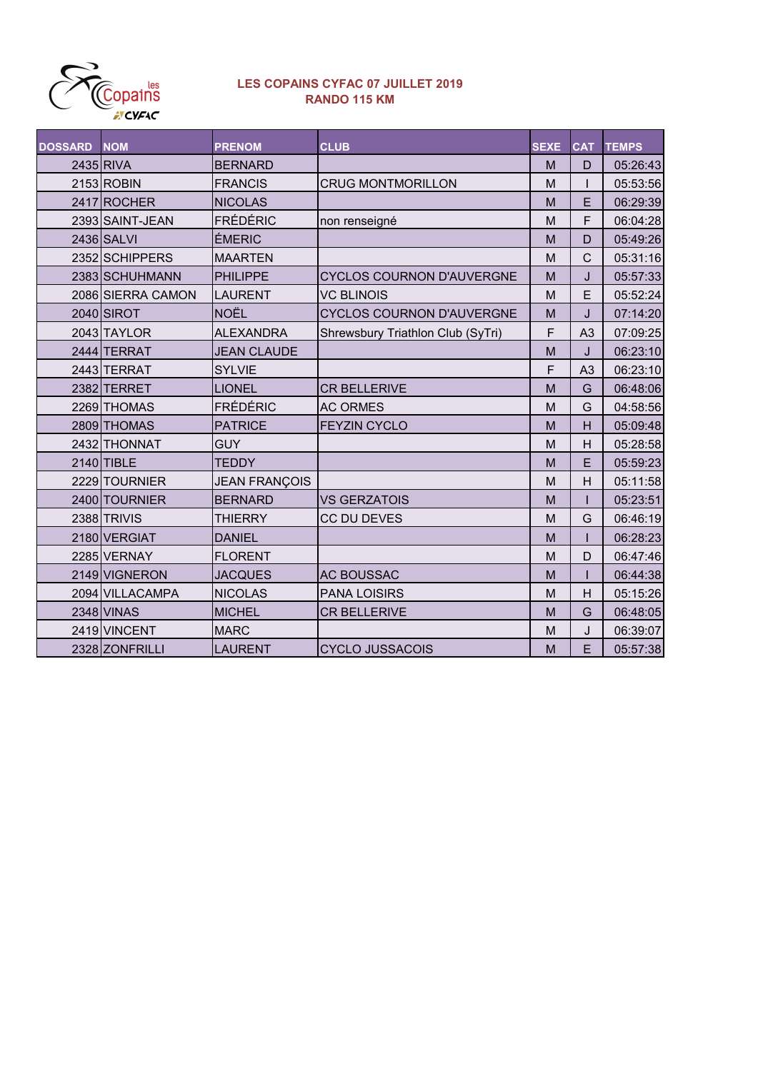**LES COPAINS CYFAC 07 JUILLET 2019**
**RANDO 115 KM**

| DOSSARD | NOM | PRENOM | CLUB | SEXE | CAT | TEMPS |
|---|---|---|---|---|---|---|
| 2435 | RIVA | BERNARD | | M | D | 05:26:43 |
| 2153 | ROBIN | FRANCIS | CRUG MONTMORILLON | M | I | 05:53:56 |
| 2417 | ROCHER | NICOLAS | | M | E | 06:29:39 |
| 2393 | SAINT-JEAN | FRÉDÉRIC | non renseigné | M | F | 06:04:28 |
| 2436 | SALVI | ÉMERIC | | M | D | 05:49:26 |
| 2352 | SCHIPPERS | MAARTEN | | M | C | 05:31:16 |
| 2383 | SCHUHMANN | PHILIPPE | CYCLOS COURNON D'AUVERGNE | M | J | 05:57:33 |
| 2086 | SIERRA CAMON | LAURENT | VC BLINOIS | M | E | 05:52:24 |
| 2040 | SIROT | NOËL | CYCLOS COURNON D'AUVERGNE | M | J | 07:14:20 |
| 2043 | TAYLOR | ALEXANDRA | Shrewsbury Triathlon Club (SyTri) | F | A3 | 07:09:25 |
| 2444 | TERRAT | JEAN CLAUDE | | M | J | 06:23:10 |
| 2443 | TERRAT | SYLVIE | | F | A3 | 06:23:10 |
| 2382 | TERRET | LIONEL | CR BELLERIVE | M | G | 06:48:06 |
| 2269 | THOMAS | FRÉDÉRIC | AC ORMES | M | G | 04:58:56 |
| 2809 | THOMAS | PATRICE | FEYZIN CYCLO | M | H | 05:09:48 |
| 2432 | THONNAT | GUY | | M | H | 05:28:58 |
| 2140 | TIBLE | TEDDY | | M | E | 05:59:23 |
| 2229 | TOURNIER | JEAN FRANÇOIS | | M | H | 05:11:58 |
| 2400 | TOURNIER | BERNARD | VS GERZATOIS | M | I | 05:23:51 |
| 2388 | TRIVIS | THIERRY | CC DU DEVES | M | G | 06:46:19 |
| 2180 | VERGIAT | DANIEL | | M | I | 06:28:23 |
| 2285 | VERNAY | FLORENT | | M | D | 06:47:46 |
| 2149 | VIGNERON | JACQUES | AC BOUSSAC | M | I | 06:44:38 |
| 2094 | VILLACAMPA | NICOLAS | PANA LOISIRS | M | H | 05:15:26 |
| 2348 | VINAS | MICHEL | CR BELLERIVE | M | G | 06:48:05 |
| 2419 | VINCENT | MARC | | M | J | 06:39:07 |
| 2328 | ZONFRILLI | LAURENT | CYCLO JUSSACOIS | M | E | 05:57:38 |